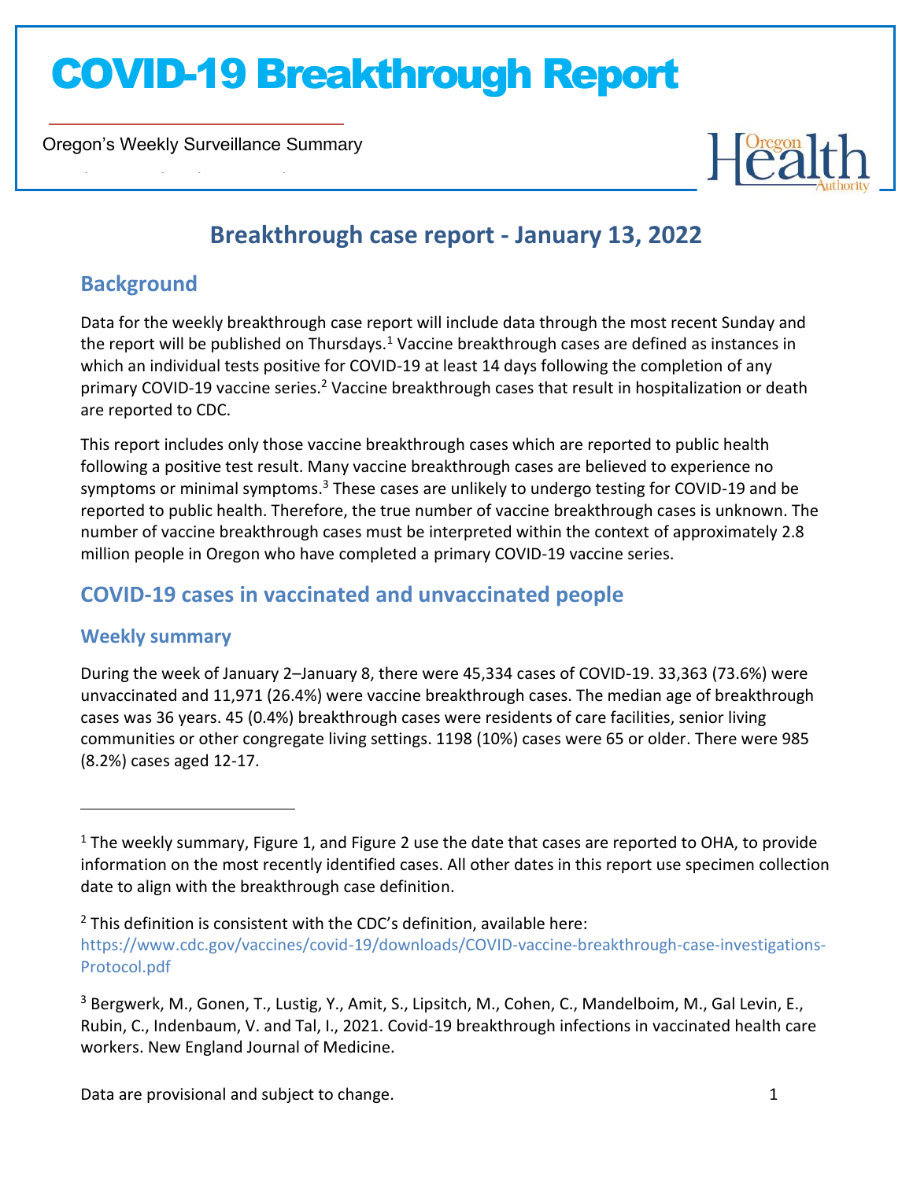# COVID-19 Breakthrough Report

Oregon's Weekly Surveillance Summary

## Breakthrough case report - January 13, 2022

### Background

Data for the weekly breakthrough case report will include data through the most recent Sunday and the report will be published on Thursdays.[1] Vaccine breakthrough cases are defined as instances in which an individual tests positive for COVID-19 at least 14 days following the completion of any primary COVID-19 vaccine series.[2] Vaccine breakthrough cases that result in hospitalization or death are reported to CDC.

This report includes only those vaccine breakthrough cases which are reported to public health following a positive test result. Many vaccine breakthrough cases are believed to experience no symptoms or minimal symptoms.[3] These cases are unlikely to undergo testing for COVID-19 and be reported to public health. Therefore, the true number of vaccine breakthrough cases is unknown. The number of vaccine breakthrough cases must be interpreted within the context of approximately 2.8 million people in Oregon who have completed a primary COVID-19 vaccine series.

### COVID-19 cases in vaccinated and unvaccinated people

#### Weekly summary

During the week of January 2–January 8, there were 45,334 cases of COVID-19. 33,363 (73.6%) were unvaccinated and 11,971 (26.4%) were vaccine breakthrough cases. The median age of breakthrough cases was 36 years. 45 (0.4%) breakthrough cases were residents of care facilities, senior living communities or other congregate living settings. 1198 (10%) cases were 65 or older. There were 985 (8.2%) cases aged 12-17.

---

[1] The weekly summary, Figure 1, and Figure 2 use the date that cases are reported to OHA, to provide information on the most recently identified cases. All other dates in this report use specimen collection date to align with the breakthrough case definition.

[2] This definition is consistent with the CDC's definition, available here: https://www.cdc.gov/vaccines/covid-19/downloads/COVID-vaccine-breakthrough-case-investigations-Protocol.pdf

[3] Bergwerk, M., Gonen, T., Lustig, Y., Amit, S., Lipsitch, M., Cohen, C., Mandelboim, M., Gal Levin, E., Rubin, C., Indenbaum, V. and Tal, I., 2021. Covid-19 breakthrough infections in vaccinated health care workers. New England Journal of Medicine.

Data are provisional and subject to change.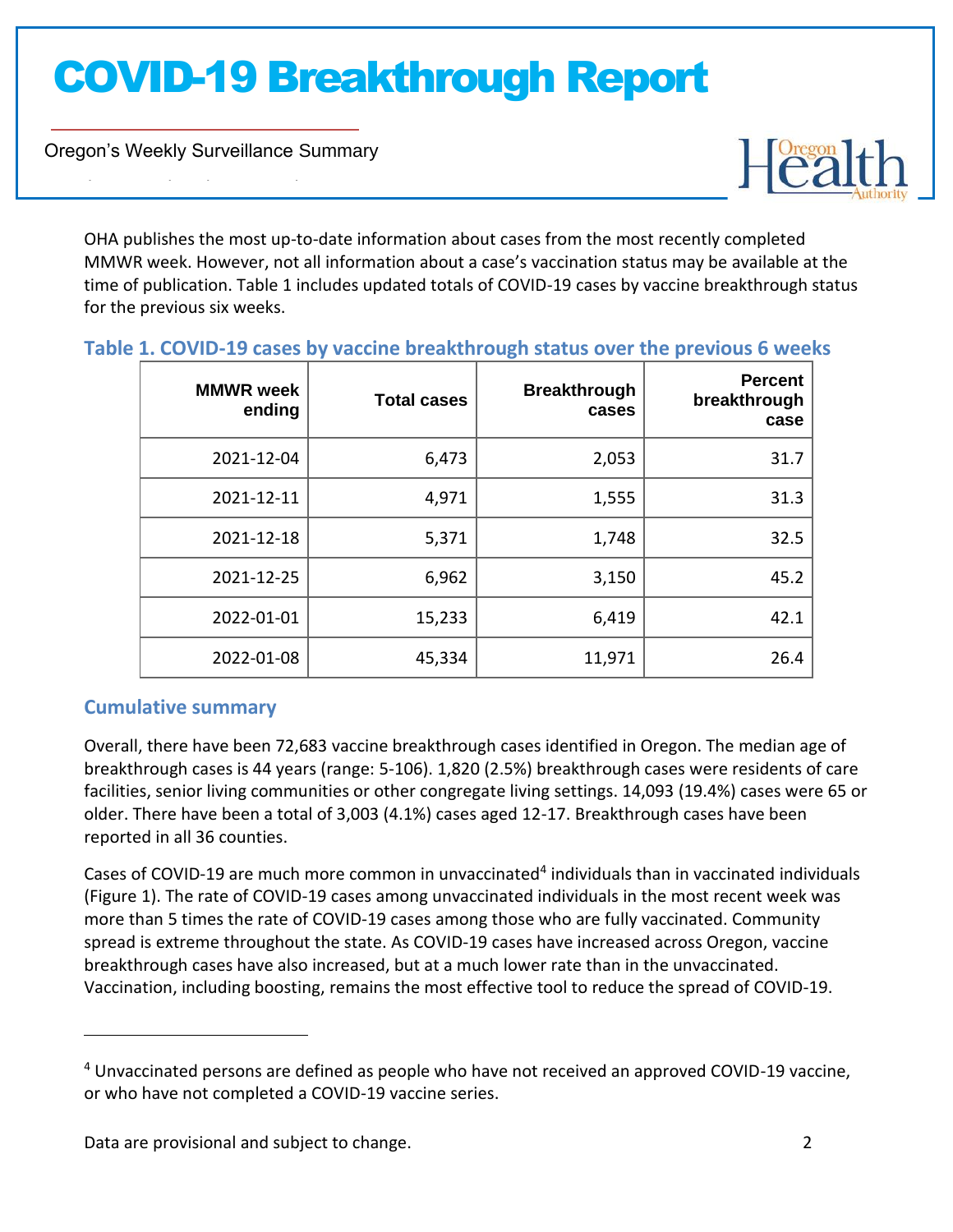OHA publishes the most up-to-date information about cases from the most recently completed MMWR week. However, not all information about a case's vaccination status may be available at the time of publication. Table 1 includes updated totals of COVID-19 cases by vaccine breakthrough status for the previous six weeks.

### Table 1. COVID-19 cases by vaccine breakthrough status over the previous 6 weeks

| MMWR week ending | Total cases | Breakthrough cases | Percent breakthrough case |
|---|---|---|---|
| 2021-12-04 | 6,473 | 2,053 | 31.7 |
| 2021-12-11 | 4,971 | 1,555 | 31.3 |
| 2021-12-18 | 5,371 | 1,748 | 32.5 |
| 2021-12-25 | 6,962 | 3,150 | 45.2 |
| 2022-01-01 | 15,233 | 6,419 | 42.1 |
| 2022-01-08 | 45,334 | 11,971 | 26.4 |

### Cumulative summary

Overall, there have been 72,683 vaccine breakthrough cases identified in Oregon. The median age of breakthrough cases is 44 years (range: 5-106). 1,820 (2.5%) breakthrough cases were residents of care facilities, senior living communities or other congregate living settings. 14,093 (19.4%) cases were 65 or older. There have been a total of 3,003 (4.1%) cases aged 12-17. Breakthrough cases have been reported in all 36 counties.

Cases of COVID-19 are much more common in unvaccinated[4] individuals than in vaccinated individuals (Figure 1). The rate of COVID-19 cases among unvaccinated individuals in the most recent week was more than 5 times the rate of COVID-19 cases among those who are fully vaccinated. Community spread is extreme throughout the state. As COVID-19 cases have increased across Oregon, vaccine breakthrough cases have also increased, but at a much lower rate than in the unvaccinated. Vaccination, including boosting, remains the most effective tool to reduce the spread of COVID-19.

[4] Unvaccinated persons are defined as people who have not received an approved COVID-19 vaccine, or who have not completed a COVID-19 vaccine series.

Data are provisional and subject to change.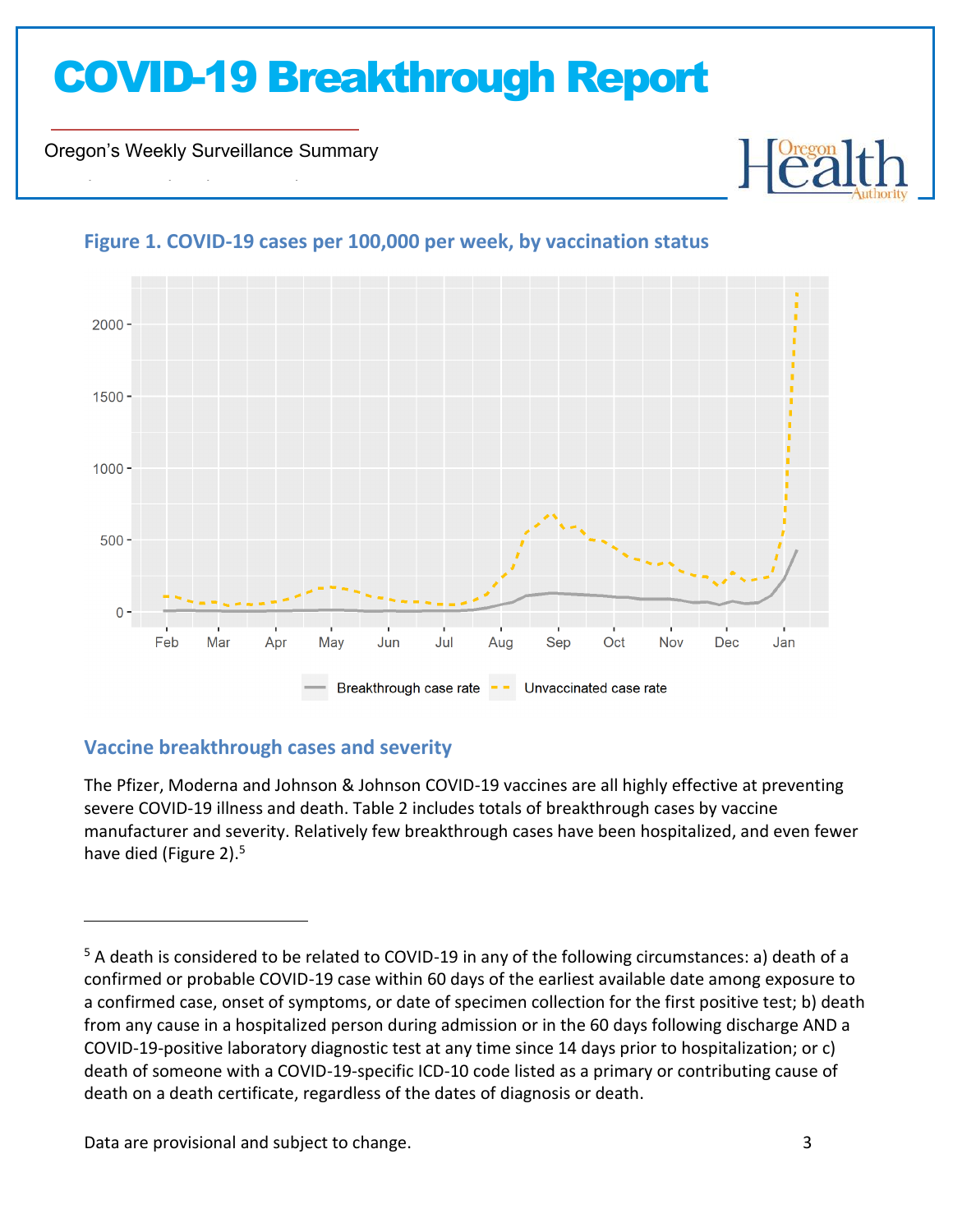# COVID-19 Breakthrough Report

Oregon's Weekly Surveillance Summary

### Figure 1. COVID-19 cases per 100,000 per week, by vaccination status

## Vaccine breakthrough cases and severity

The Pfizer, Moderna and Johnson & Johnson COVID-19 vaccines are all highly effective at preventing severe COVID-19 illness and death. Table 2 includes totals of breakthrough cases by vaccine manufacturer and severity. Relatively few breakthrough cases have been hospitalized, and even fewer have died (Figure 2).[5]

---

[5] A death is considered to be related to COVID-19 in any of the following circumstances: a) death of a confirmed or probable COVID-19 case within 60 days of the earliest available date among exposure to a confirmed case, onset of symptoms, or date of specimen collection for the first positive test; b) death from any cause in a hospitalized person during admission or in the 60 days following discharge AND a COVID-19-positive laboratory diagnostic test at any time since 14 days prior to hospitalization; or c) death of someone with a COVID-19-specific ICD-10 code listed as a primary or contributing cause of death on a death certificate, regardless of the dates of diagnosis or death.

Data are provisional and subject to change.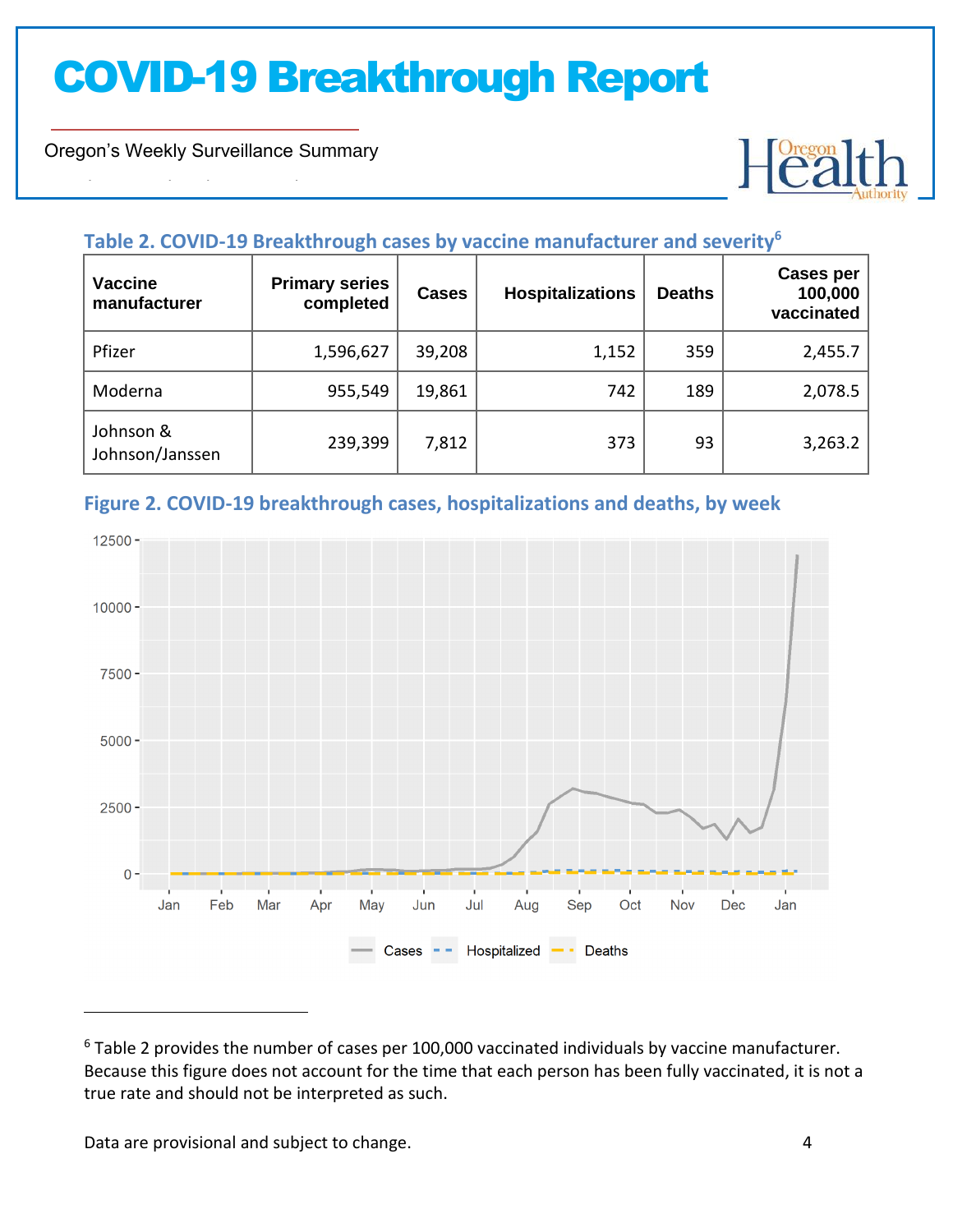# COVID-19 Breakthrough Report

Oregon's Weekly Surveillance Summary

### Table 2. COVID-19 Breakthrough cases by vaccine manufacturer and severity[6]

| Vaccine manufacturer | Primary series completed | Cases | Hospitalizations | Deaths | Cases per 100,000 vaccinated |
|---|---|---|---|---|---|
| Pfizer | 1,596,627 | 39,208 | 1,152 | 359 | 2,455.7 |
| Moderna | 955,549 | 19,861 | 742 | 189 | 2,078.5 |
| Johnson & Johnson/Janssen | 239,399 | 7,812 | 373 | 93 | 3,263.2 |

### Figure 2. COVID-19 breakthrough cases, hospitalizations and deaths, by week

[6] Table 2 provides the number of cases per 100,000 vaccinated individuals by vaccine manufacturer. Because this figure does not account for the time that each person has been fully vaccinated, it is not a true rate and should not be interpreted as such.

Data are provisional and subject to change.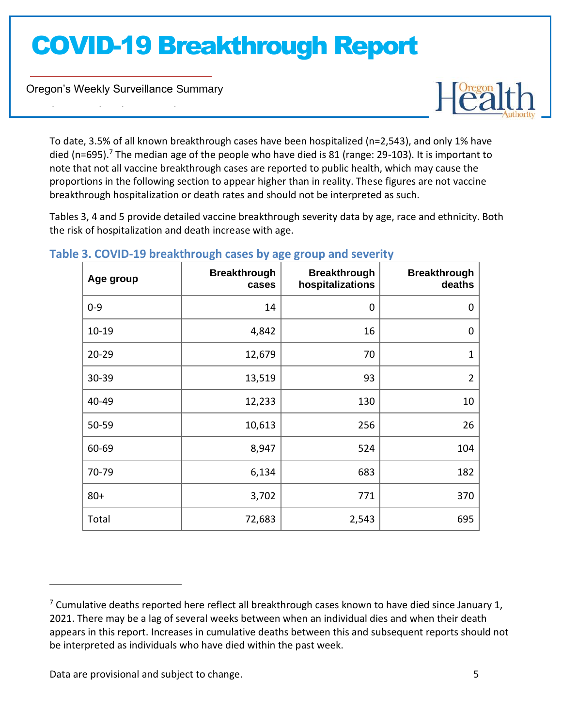To date, 3.5% of all known breakthrough cases have been hospitalized (n=2,543), and only 1% have died (n=695).[7] The median age of the people who have died is 81 (range: 29-103). It is important to note that not all vaccine breakthrough cases are reported to public health, which may cause the proportions in the following section to appear higher than in reality. These figures are not vaccine breakthrough hospitalization or death rates and should not be interpreted as such.

Tables 3, 4 and 5 provide detailed vaccine breakthrough severity data by age, race and ethnicity. Both the risk of hospitalization and death increase with age.

### Table 3. COVID-19 breakthrough cases by age group and severity

| Age group | Breakthrough cases | Breakthrough hospitalizations | Breakthrough deaths |
|---|---:|---:|---:|
| 0-9 | 14 | 0 | 0 |
| 10-19 | 4,842 | 16 | 0 |
| 20-29 | 12,679 | 70 | 1 |
| 30-39 | 13,519 | 93 | 2 |
| 40-49 | 12,233 | 130 | 10 |
| 50-59 | 10,613 | 256 | 26 |
| 60-69 | 8,947 | 524 | 104 |
| 70-79 | 6,134 | 683 | 182 |
| 80+ | 3,702 | 771 | 370 |
| Total | 72,683 | 2,543 | 695 |

[7] Cumulative deaths reported here reflect all breakthrough cases known to have died since January 1, 2021. There may be a lag of several weeks between when an individual dies and when their death appears in this report. Increases in cumulative deaths between this and subsequent reports should not be interpreted as individuals who have died within the past week.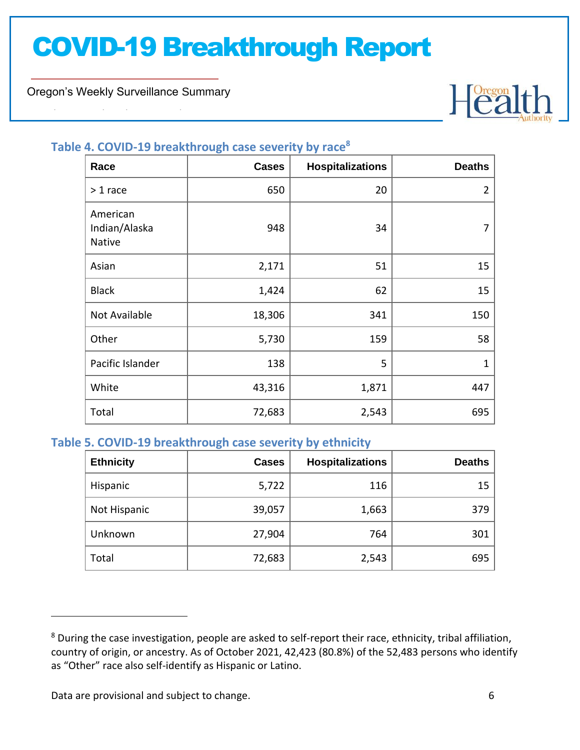### Table 4. COVID-19 breakthrough case severity by race[8]

| Race | Cases | Hospitalizations | Deaths |
|---|---|---|---|
| > 1 race | 650 | 20 | 2 |
| American Indian/Alaska Native | 948 | 34 | 7 |
| Asian | 2,171 | 51 | 15 |
| Black | 1,424 | 62 | 15 |
| Not Available | 18,306 | 341 | 150 |
| Other | 5,730 | 159 | 58 |
| Pacific Islander | 138 | 5 | 1 |
| White | 43,316 | 1,871 | 447 |
| Total | 72,683 | 2,543 | 695 |

### Table 5. COVID-19 breakthrough case severity by ethnicity

| Ethnicity | Cases | Hospitalizations | Deaths |
|---|---|---|---|
| Hispanic | 5,722 | 116 | 15 |
| Not Hispanic | 39,057 | 1,663 | 379 |
| Unknown | 27,904 | 764 | 301 |
| Total | 72,683 | 2,543 | 695 |

[8] During the case investigation, people are asked to self-report their race, ethnicity, tribal affiliation, country of origin, or ancestry. As of October 2021, 42,423 (80.8%) of the 52,483 persons who identify as "Other" race also self-identify as Hispanic or Latino.

Data are provisional and subject to change.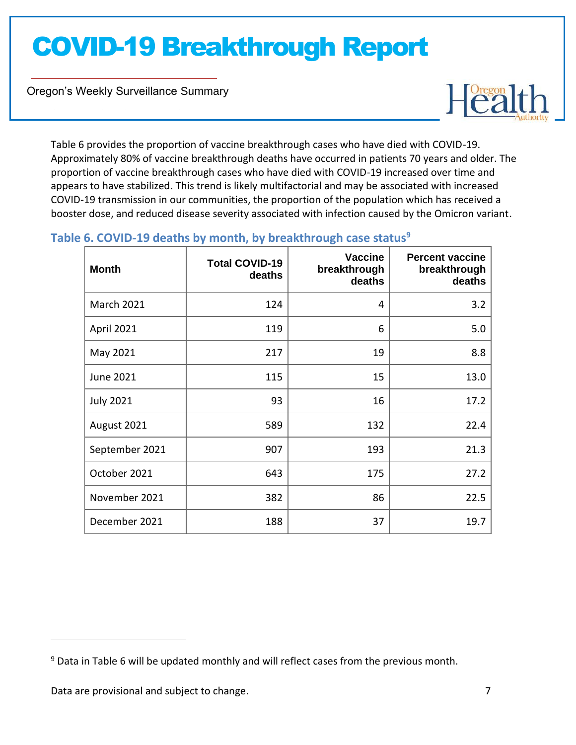Table 6 provides the proportion of vaccine breakthrough cases who have died with COVID-19. Approximately 80% of vaccine breakthrough deaths have occurred in patients 70 years and older. The proportion of vaccine breakthrough cases who have died with COVID-19 increased over time and appears to have stabilized. This trend is likely multifactorial and may be associated with increased COVID-19 transmission in our communities, the proportion of the population which has received a booster dose, and reduced disease severity associated with infection caused by the Omicron variant.

### Table 6. COVID-19 deaths by month, by breakthrough case status[9]

| Month | Total COVID-19 deaths | Vaccine breakthrough deaths | Percent vaccine breakthrough deaths |
|---|---:|---:|---:|
| March 2021 | 124 | 4 | 3.2 |
| April 2021 | 119 | 6 | 5.0 |
| May 2021 | 217 | 19 | 8.8 |
| June 2021 | 115 | 15 | 13.0 |
| July 2021 | 93 | 16 | 17.2 |
| August 2021 | 589 | 132 | 22.4 |
| September 2021 | 907 | 193 | 21.3 |
| October 2021 | 643 | 175 | 27.2 |
| November 2021 | 382 | 86 | 22.5 |
| December 2021 | 188 | 37 | 19.7 |

[9] Data in Table 6 will be updated monthly and will reflect cases from the previous month.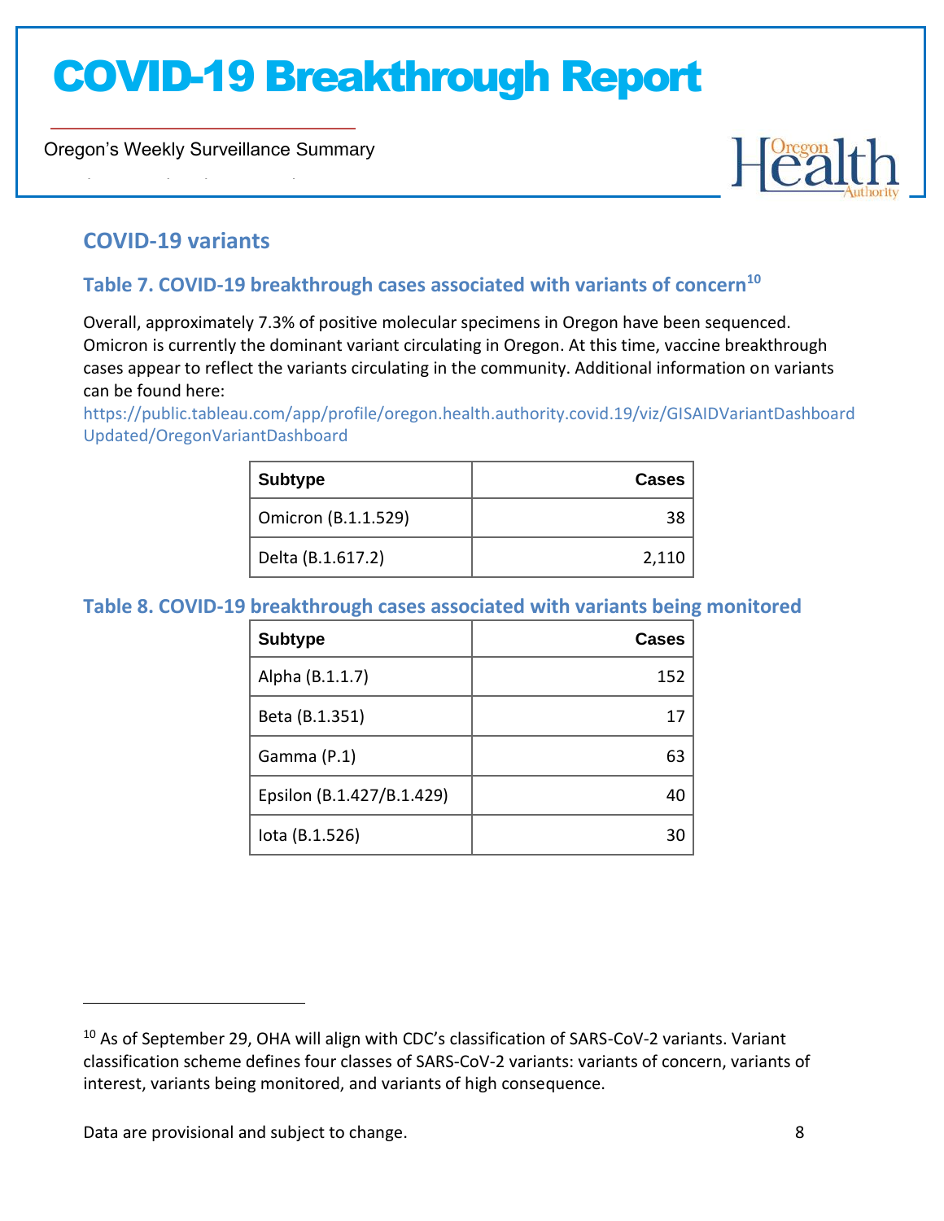## COVID-19 variants

### Table 7. COVID-19 breakthrough cases associated with variants of concern[10]

Overall, approximately 7.3% of positive molecular specimens in Oregon have been sequenced. Omicron is currently the dominant variant circulating in Oregon. At this time, vaccine breakthrough cases appear to reflect the variants circulating in the community. Additional information on variants can be found here:
https://public.tableau.com/app/profile/oregon.health.authority.covid.19/viz/GISAIDVariantDashboardUpdated/OregonVariantDashboard

| Subtype | Cases |
|---|---:|
| Omicron (B.1.1.529) | 38 |
| Delta (B.1.617.2) | 2,110 |

### Table 8. COVID-19 breakthrough cases associated with variants being monitored

| Subtype | Cases |
|---|---:|
| Alpha (B.1.1.7) | 152 |
| Beta (B.1.351) | 17 |
| Gamma (P.1) | 63 |
| Epsilon (B.1.427/B.1.429) | 40 |
| Iota (B.1.526) | 30 |

[10] As of September 29, OHA will align with CDC's classification of SARS-CoV-2 variants. Variant classification scheme defines four classes of SARS-CoV-2 variants: variants of concern, variants of interest, variants being monitored, and variants of high consequence.

Data are provisional and subject to change.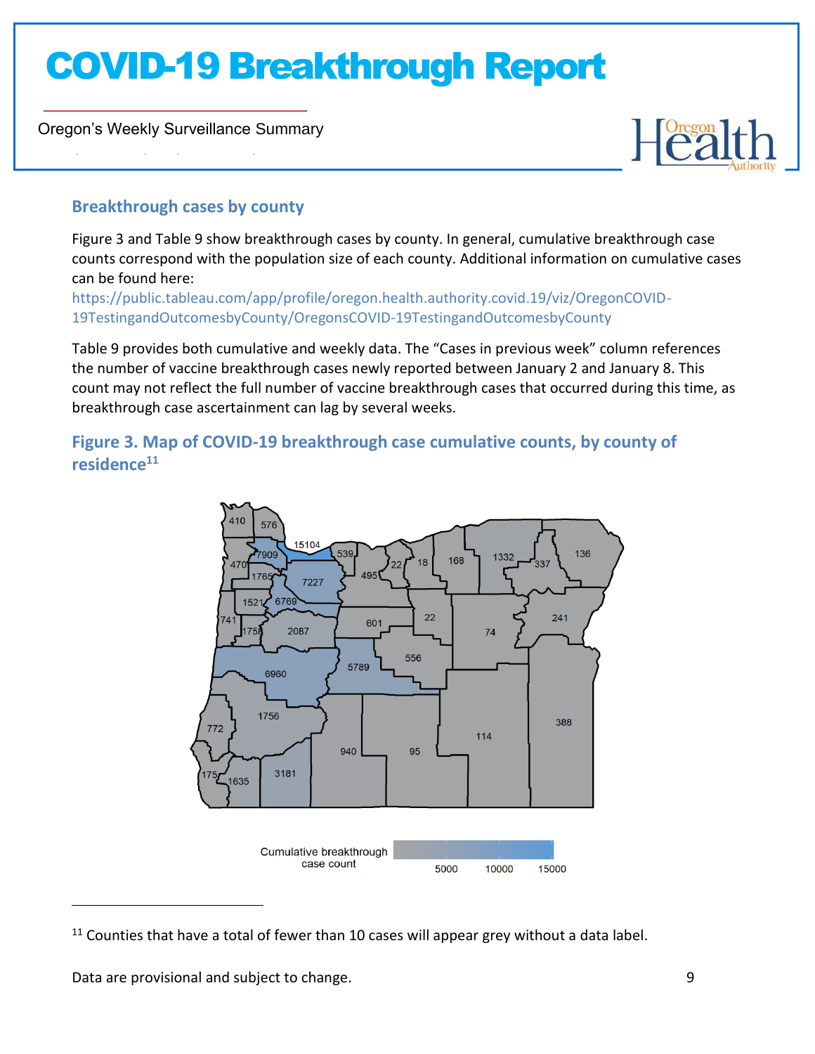## Breakthrough cases by county

Figure 3 and Table 9 show breakthrough cases by county. In general, cumulative breakthrough case counts correspond with the population size of each county. Additional information on cumulative cases can be found here: https://public.tableau.com/app/profile/oregon.health.authority.covid.19/viz/OregonCOVID-19TestingandOutcomesbyCounty/OregonsCOVID-19TestingandOutcomesbyCounty

Table 9 provides both cumulative and weekly data. The "Cases in previous week" column references the number of vaccine breakthrough cases newly reported between January 2 and January 8. This count may not reflect the full number of vaccine breakthrough cases that occurred during this time, as breakthrough case ascertainment can lag by several weeks.

### Figure 3. Map of COVID-19 breakthrough case cumulative counts, by county of residence[11]

[11] Counties that have a total of fewer than 10 cases will appear grey without a data label.

Data are provisional and subject to change.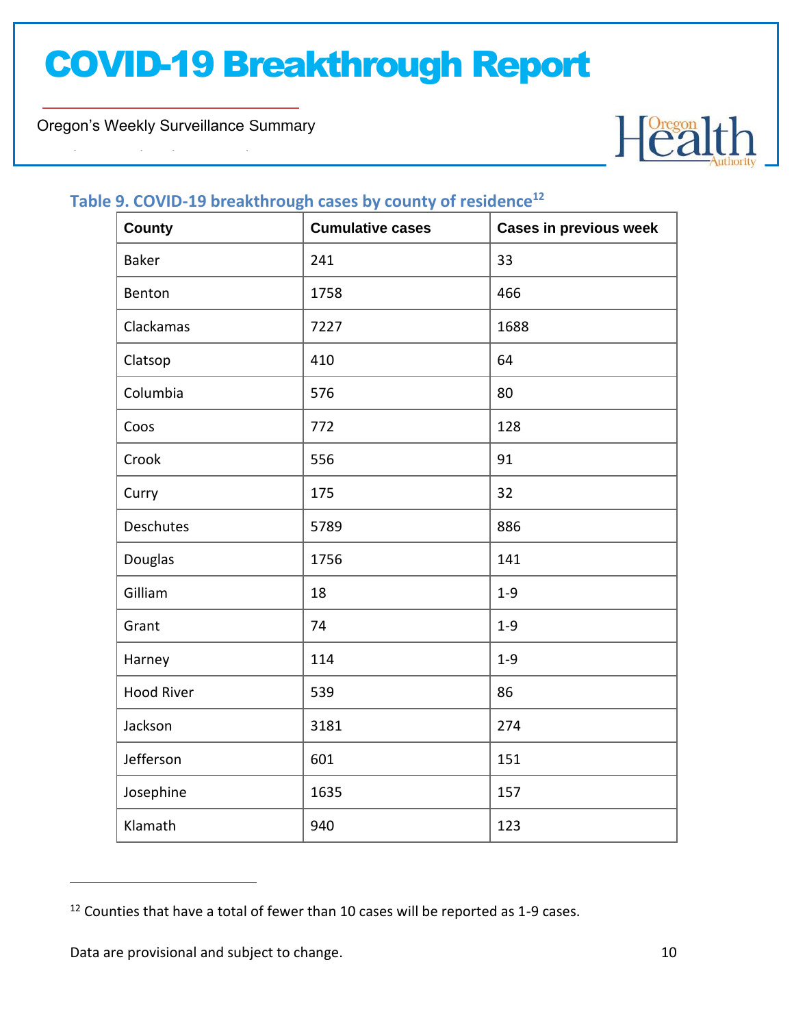### Table 9. COVID-19 breakthrough cases by county of residence[12]

| County | Cumulative cases | Cases in previous week |
|---|---|---|
| Baker | 241 | 33 |
| Benton | 1758 | 466 |
| Clackamas | 7227 | 1688 |
| Clatsop | 410 | 64 |
| Columbia | 576 | 80 |
| Coos | 772 | 128 |
| Crook | 556 | 91 |
| Curry | 175 | 32 |
| Deschutes | 5789 | 886 |
| Douglas | 1756 | 141 |
| Gilliam | 18 | 1-9 |
| Grant | 74 | 1-9 |
| Harney | 114 | 1-9 |
| Hood River | 539 | 86 |
| Jackson | 3181 | 274 |
| Jefferson | 601 | 151 |
| Josephine | 1635 | 157 |
| Klamath | 940 | 123 |

[12] Counties that have a total of fewer than 10 cases will be reported as 1-9 cases.

Data are provisional and subject to change.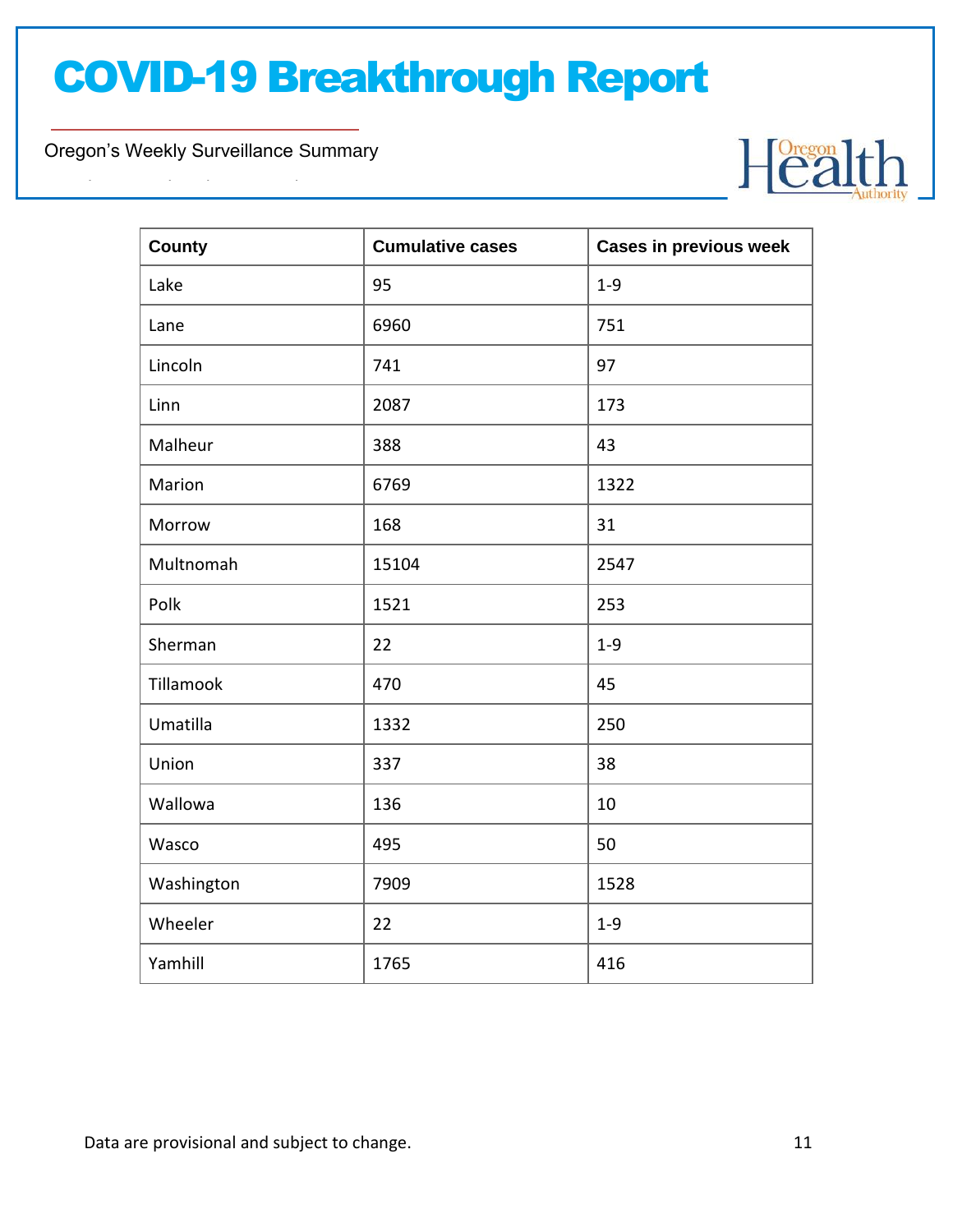# COVID-19 Breakthrough Report

Oregon's Weekly Surveillance Summary

| County | Cumulative cases | Cases in previous week |
| --- | --- | --- |
| Lake | 95 | 1-9 |
| Lane | 6960 | 751 |
| Lincoln | 741 | 97 |
| Linn | 2087 | 173 |
| Malheur | 388 | 43 |
| Marion | 6769 | 1322 |
| Morrow | 168 | 31 |
| Multnomah | 15104 | 2547 |
| Polk | 1521 | 253 |
| Sherman | 22 | 1-9 |
| Tillamook | 470 | 45 |
| Umatilla | 1332 | 250 |
| Union | 337 | 38 |
| Wallowa | 136 | 10 |
| Wasco | 495 | 50 |
| Washington | 7909 | 1528 |
| Wheeler | 22 | 1-9 |
| Yamhill | 1765 | 416 |

Data are provisional and subject to change.